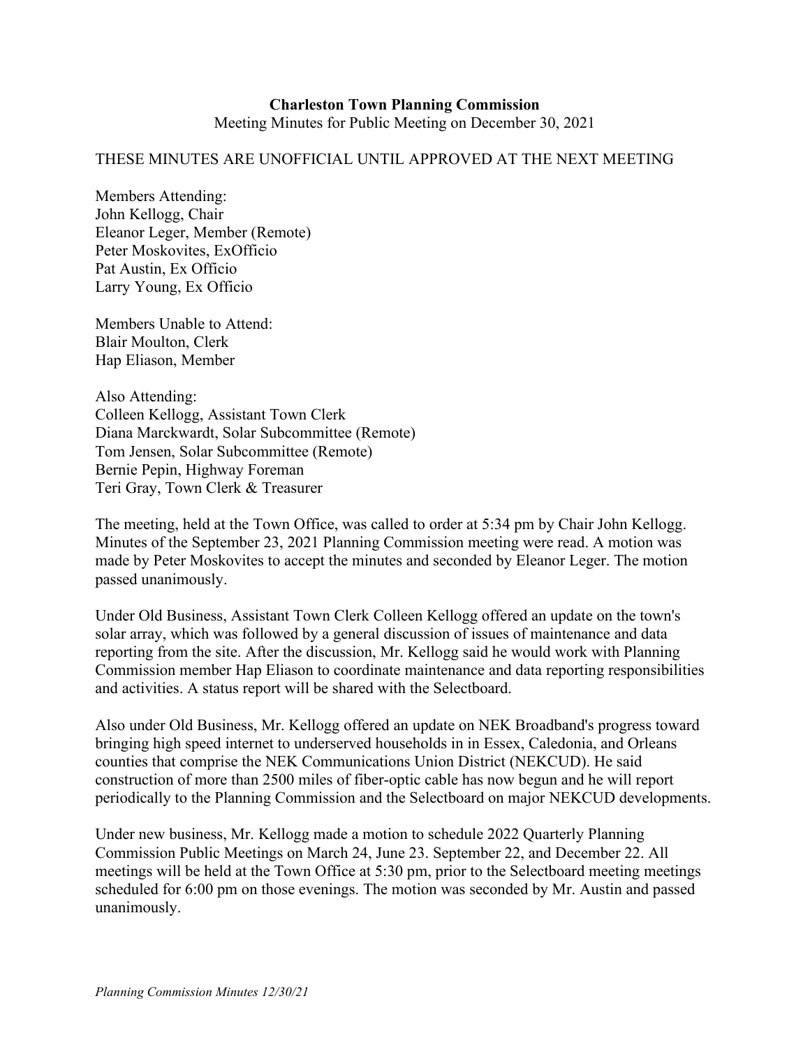**Charleston Town Planning Commission**

Meeting Minutes for Public Meeting on December 30, 2021

THESE MINUTES ARE UNOFFICIAL UNTIL APPROVED AT THE NEXT MEETING

Members Attending:
John Kellogg, Chair
Eleanor Leger, Member (Remote)
Peter Moskovites, ExOfficio
Pat Austin, Ex Officio
Larry Young, Ex Officio

Members Unable to Attend:
Blair Moulton, Clerk
Hap Eliason, Member

Also Attending:
Colleen Kellogg, Assistant Town Clerk
Diana Marckwardt, Solar Subcommittee (Remote)
Tom Jensen, Solar Subcommittee (Remote)
Bernie Pepin, Highway Foreman
Teri Gray, Town Clerk & Treasurer

The meeting, held at the Town Office, was called to order at 5:34 pm by Chair John Kellogg. Minutes of the September 23, 2021 Planning Commission meeting were read. A motion was made by Peter Moskovites to accept the minutes and seconded by Eleanor Leger. The motion passed unanimously.

Under Old Business, Assistant Town Clerk Colleen Kellogg offered an update on the town's solar array, which was followed by a general discussion of issues of maintenance and data reporting from the site. After the discussion, Mr. Kellogg said he would work with Planning Commission member Hap Eliason to coordinate maintenance and data reporting responsibilities and activities. A status report will be shared with the Selectboard.

Also under Old Business, Mr. Kellogg offered an update on NEK Broadband's progress toward bringing high speed internet to underserved households in in Essex, Caledonia, and Orleans counties that comprise the NEK Communications Union District (NEKCUD). He said construction of more than 2500 miles of fiber-optic cable has now begun and he will report periodically to the Planning Commission and the Selectboard on major NEKCUD developments.

Under new business, Mr. Kellogg made a motion to schedule 2022 Quarterly Planning Commission Public Meetings on March 24, June 23. September 22, and December 22. All meetings will be held at the Town Office at 5:30 pm, prior to the Selectboard meeting meetings scheduled for 6:00 pm on those evenings. The motion was seconded by Mr. Austin and passed unanimously.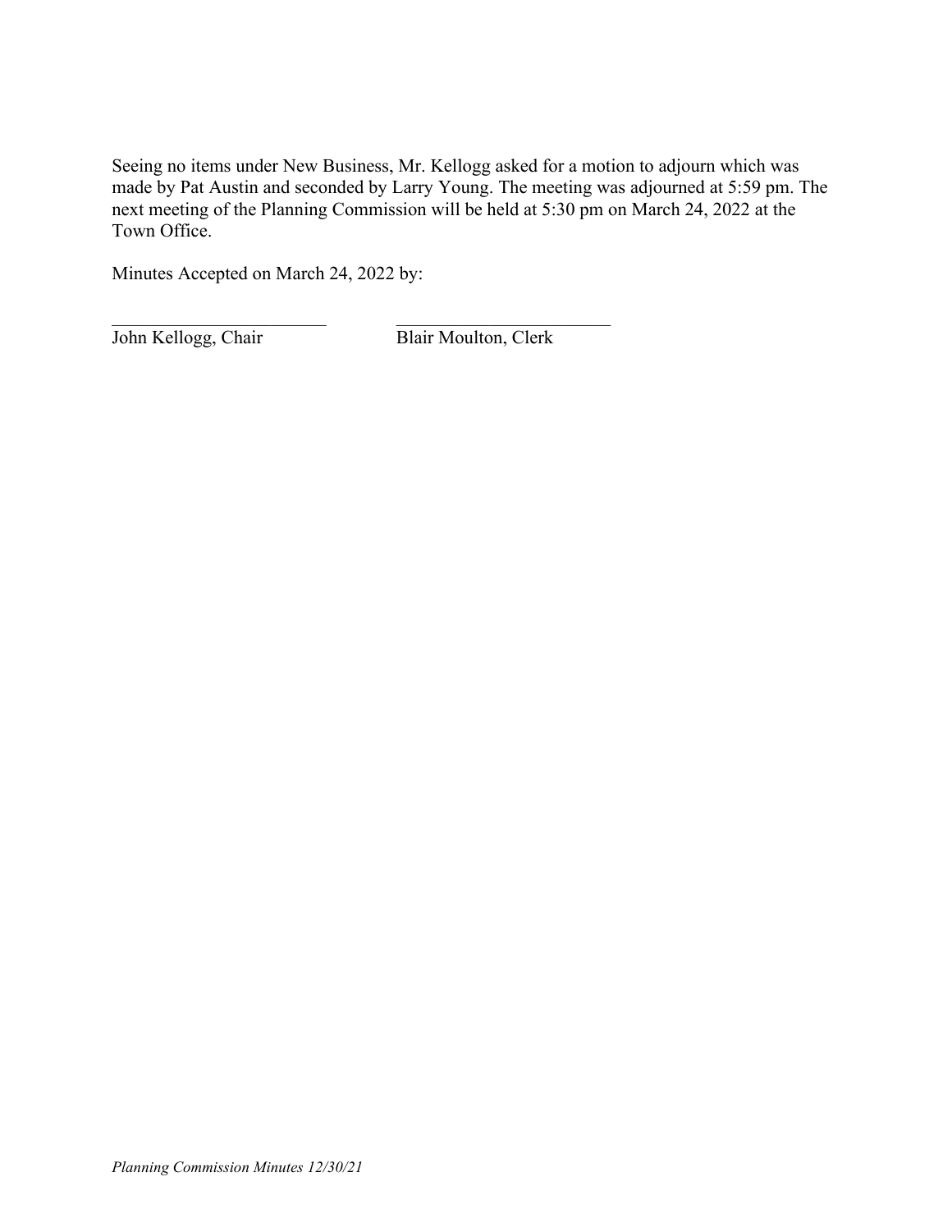Seeing no items under New Business, Mr. Kellogg asked for a motion to adjourn which was made by Pat Austin and seconded by Larry Young. The meeting was adjourned at 5:59 pm. The next meeting of the Planning Commission will be held at 5:30 pm on March 24, 2022 at the Town Office.

Minutes Accepted on March 24, 2022 by:

\_\_\_\_\_\_\_\_\_\_\_\_\_\_\_\_\_\_\_\_\_\_\_\_ \_\_\_\_\_\_\_\_\_\_\_\_\_\_\_\_\_\_\_\_\_\_\_\_

John Kellogg, Chair Blair Moulton, Clerk